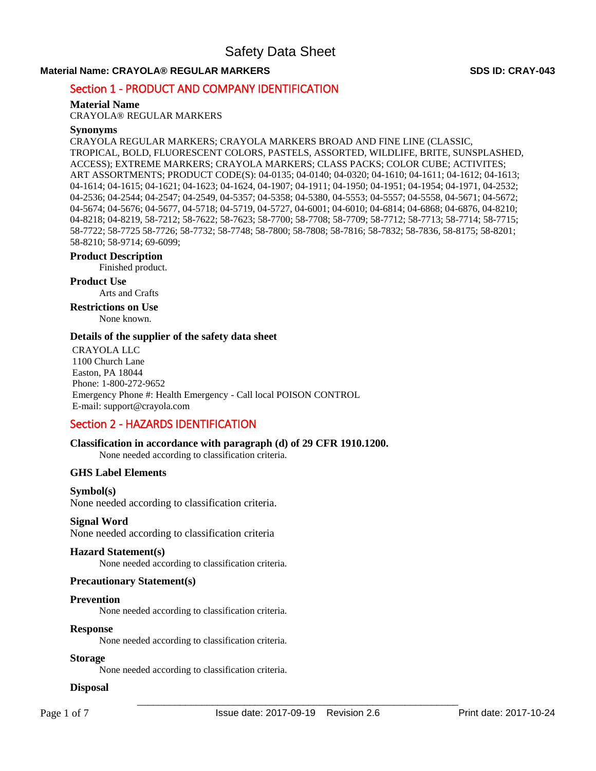# Safety Data Sheet

**Material Name: CRAYOLA® REGULAR MARKERS** **SDS ID: CRAY-043**

## Section 1 - PRODUCT AND COMPANY IDENTIFICATION

### Material Name

CRAYOLA® REGULAR MARKERS

### Synonyms

CRAYOLA REGULAR MARKERS; CRAYOLA MARKERS BROAD AND FINE LINE (CLASSIC, TROPICAL, BOLD, FLUORESCENT COLORS, PASTELS, ASSORTED, WILDLIFE, BRITE, SUNSPLASHED, ACCESS); EXTREME MARKERS; CRAYOLA MARKERS; CLASS PACKS; COLOR CUBE; ACTIVITES; ART ASSORTMENTS; PRODUCT CODE(S): 04-0135; 04-0140; 04-0320; 04-1610; 04-1611; 04-1612; 04-1613; 04-1614; 04-1615; 04-1621; 04-1623; 04-1624, 04-1907; 04-1911; 04-1950; 04-1951; 04-1954; 04-1971, 04-2532; 04-2536; 04-2544; 04-2547; 04-2549, 04-5357; 04-5358; 04-5380, 04-5553; 04-5557; 04-5558, 04-5671; 04-5672; 04-5674; 04-5676; 04-5677, 04-5718; 04-5719, 04-5727, 04-6001; 04-6010; 04-6814; 04-6868; 04-6876, 04-8210; 04-8218; 04-8219, 58-7212; 58-7622; 58-7623; 58-7700; 58-7708; 58-7709; 58-7712; 58-7713; 58-7714; 58-7715; 58-7722; 58-7725 58-7726; 58-7732; 58-7748; 58-7800; 58-7808; 58-7816; 58-7832; 58-7836, 58-8175; 58-8201; 58-8210; 58-9714; 69-6099;

### Product Description

Finished product.

### Product Use

Arts and Crafts

### Restrictions on Use

None known.

### Details of the supplier of the safety data sheet

CRAYOLA LLC
1100 Church Lane
Easton, PA 18044
Phone: 1-800-272-9652
Emergency Phone #: Health Emergency - Call local POISON CONTROL
E-mail: support@crayola.com

## Section 2 - HAZARDS IDENTIFICATION

### Classification in accordance with paragraph (d) of 29 CFR 1910.1200.

None needed according to classification criteria.

### GHS Label Elements

### Symbol(s)

None needed according to classification criteria.

### Signal Word

None needed according to classification criteria

### Hazard Statement(s)

None needed according to classification criteria.

### Precautionary Statement(s)

### Prevention

None needed according to classification criteria.

### Response

None needed according to classification criteria.

### Storage

None needed according to classification criteria.

### Disposal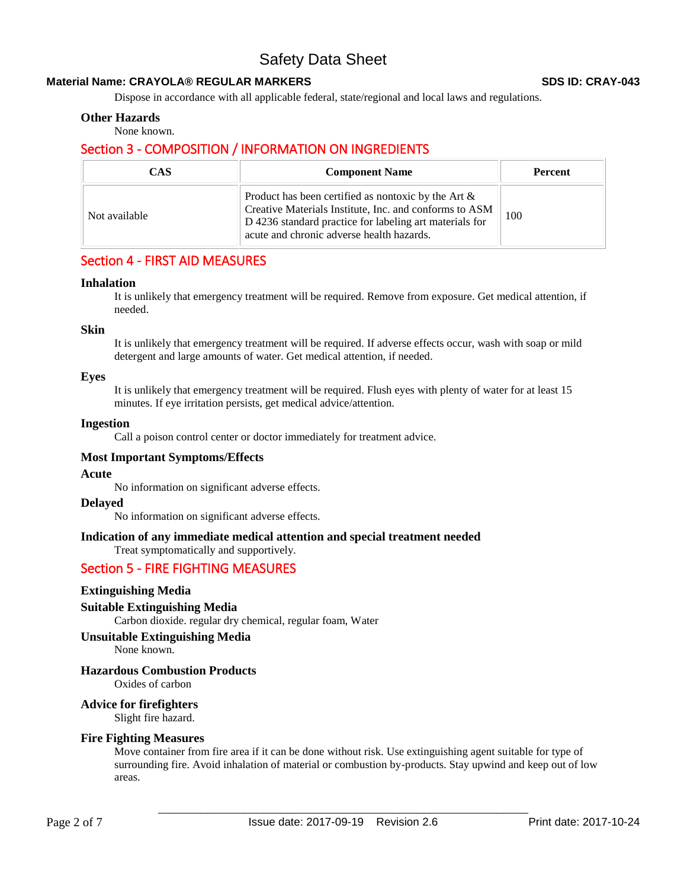Dispose in accordance with all applicable federal, state/regional and local laws and regulations.

### Other Hazards

None known.

## Section 3 - COMPOSITION / INFORMATION ON INGREDIENTS

| CAS | Component Name | Percent |
|---|---|---|
| Not available | Product has been certified as nontoxic by the Art & Creative Materials Institute, Inc. and conforms to ASM D 4236 standard practice for labeling art materials for acute and chronic adverse health hazards. | 100 |

## Section 4 - FIRST AID MEASURES

### Inhalation

It is unlikely that emergency treatment will be required. Remove from exposure. Get medical attention, if needed.

### Skin

It is unlikely that emergency treatment will be required. If adverse effects occur, wash with soap or mild detergent and large amounts of water. Get medical attention, if needed.

### Eyes

It is unlikely that emergency treatment will be required. Flush eyes with plenty of water for at least 15 minutes. If eye irritation persists, get medical advice/attention.

### Ingestion

Call a poison control center or doctor immediately for treatment advice.

### Most Important Symptoms/Effects

### Acute

No information on significant adverse effects.

### Delayed

No information on significant adverse effects.

### Indication of any immediate medical attention and special treatment needed

Treat symptomatically and supportively.

## Section 5 - FIRE FIGHTING MEASURES

### Extinguishing Media

### Suitable Extinguishing Media

Carbon dioxide. regular dry chemical, regular foam, Water

### Unsuitable Extinguishing Media

None known.

### Hazardous Combustion Products

Oxides of carbon

### Advice for firefighters

Slight fire hazard.

### Fire Fighting Measures

Move container from fire area if it can be done without risk. Use extinguishing agent suitable for type of surrounding fire. Avoid inhalation of material or combustion by-products. Stay upwind and keep out of low areas.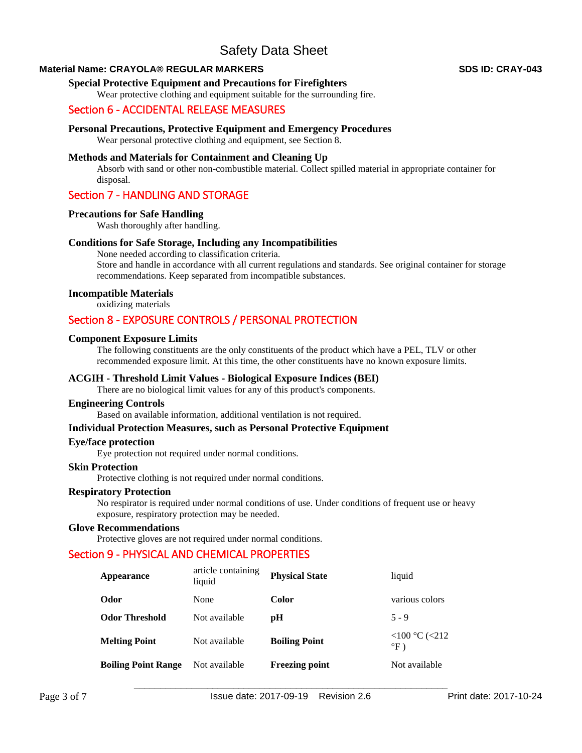### Special Protective Equipment and Precautions for Firefighters

Wear protective clothing and equipment suitable for the surrounding fire.

## Section 6 - ACCIDENTAL RELEASE MEASURES

### Personal Precautions, Protective Equipment and Emergency Procedures

Wear personal protective clothing and equipment, see Section 8.

### Methods and Materials for Containment and Cleaning Up

Absorb with sand or other non-combustible material. Collect spilled material in appropriate container for disposal.

## Section 7 - HANDLING AND STORAGE

### Precautions for Safe Handling

Wash thoroughly after handling.

### Conditions for Safe Storage, Including any Incompatibilities

None needed according to classification criteria.
Store and handle in accordance with all current regulations and standards. See original container for storage recommendations. Keep separated from incompatible substances.

### Incompatible Materials

oxidizing materials

## Section 8 - EXPOSURE CONTROLS / PERSONAL PROTECTION

### Component Exposure Limits

The following constituents are the only constituents of the product which have a PEL, TLV or other recommended exposure limit. At this time, the other constituents have no known exposure limits.

### ACGIH - Threshold Limit Values - Biological Exposure Indices (BEI)

There are no biological limit values for any of this product's components.

### Engineering Controls

Based on available information, additional ventilation is not required.

### Individual Protection Measures, such as Personal Protective Equipment

### Eye/face protection

Eye protection not required under normal conditions.

### Skin Protection

Protective clothing is not required under normal conditions.

### Respiratory Protection

No respirator is required under normal conditions of use. Under conditions of frequent use or heavy exposure, respiratory protection may be needed.

### Glove Recommendations

Protective gloves are not required under normal conditions.

## Section 9 - PHYSICAL AND CHEMICAL PROPERTIES

| | | | |
|---|---|---|---|
| **Appearance** | article containing liquid | **Physical State** | liquid |
| **Odor** | None | **Color** | various colors |
| **Odor Threshold** | Not available | **pH** | 5 - 9 |
| **Melting Point** | Not available | **Boiling Point** | <100 °C (<212 °F ) |
| **Boiling Point Range** | Not available | **Freezing point** | Not available |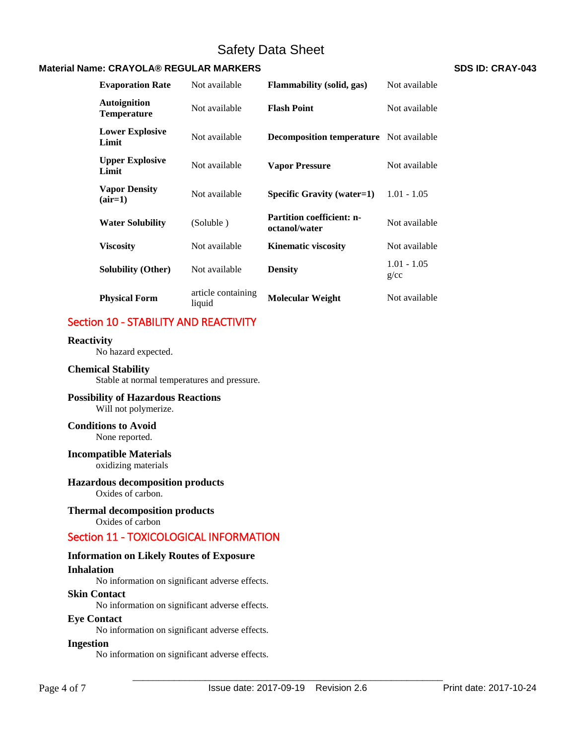| Evaporation Rate | Not available | Flammability (solid, gas) | Not available |
|---|---|---|---|
| Autoignition Temperature | Not available | Flash Point | Not available |
| Lower Explosive Limit | Not available | Decomposition temperature | Not available |
| Upper Explosive Limit | Not available | Vapor Pressure | Not available |
| Vapor Density (air=1) | Not available | Specific Gravity (water=1) | 1.01 - 1.05 |
| Water Solubility | (Soluble ) | Partition coefficient: n-octanol/water | Not available |
| Viscosity | Not available | Kinematic viscosity | Not available |
| Solubility (Other) | Not available | Density | 1.01 - 1.05 g/cc |
| Physical Form | article containing liquid | Molecular Weight | Not available |

## Section 10 - STABILITY AND REACTIVITY

**Reactivity**

No hazard expected.

**Chemical Stability**

Stable at normal temperatures and pressure.

**Possibility of Hazardous Reactions**

Will not polymerize.

**Conditions to Avoid**

None reported.

**Incompatible Materials**

oxidizing materials

**Hazardous decomposition products**

Oxides of carbon.

**Thermal decomposition products**

Oxides of carbon

## Section 11 - TOXICOLOGICAL INFORMATION

**Information on Likely Routes of Exposure**

**Inhalation**

No information on significant adverse effects.

**Skin Contact**

No information on significant adverse effects.

**Eye Contact**

No information on significant adverse effects.

**Ingestion**

No information on significant adverse effects.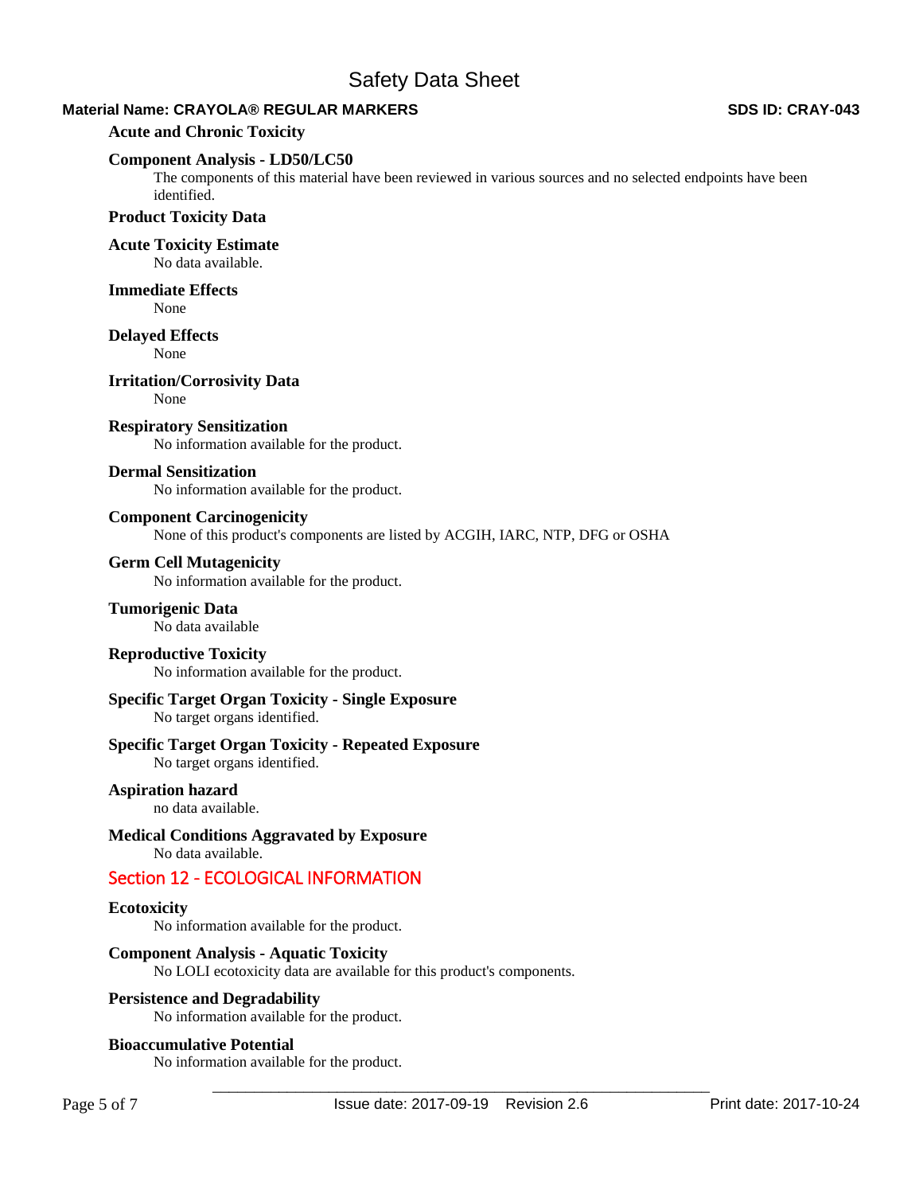### Acute and Chronic Toxicity

**Component Analysis - LD50/LC50**

The components of this material have been reviewed in various sources and no selected endpoints have been identified.

**Product Toxicity Data**

**Acute Toxicity Estimate**

No data available.

**Immediate Effects**

None

**Delayed Effects**

None

**Irritation/Corrosivity Data**

None

**Respiratory Sensitization**

No information available for the product.

**Dermal Sensitization**

No information available for the product.

**Component Carcinogenicity**

None of this product's components are listed by ACGIH, IARC, NTP, DFG or OSHA

**Germ Cell Mutagenicity**

No information available for the product.

**Tumorigenic Data**

No data available

**Reproductive Toxicity**

No information available for the product.

**Specific Target Organ Toxicity - Single Exposure**

No target organs identified.

**Specific Target Organ Toxicity - Repeated Exposure**

No target organs identified.

**Aspiration hazard**

no data available.

**Medical Conditions Aggravated by Exposure**

No data available.

## Section 12 - ECOLOGICAL INFORMATION

**Ecotoxicity**

No information available for the product.

**Component Analysis - Aquatic Toxicity**

No LOLI ecotoxicity data are available for this product's components.

**Persistence and Degradability**

No information available for the product.

**Bioaccumulative Potential**

No information available for the product.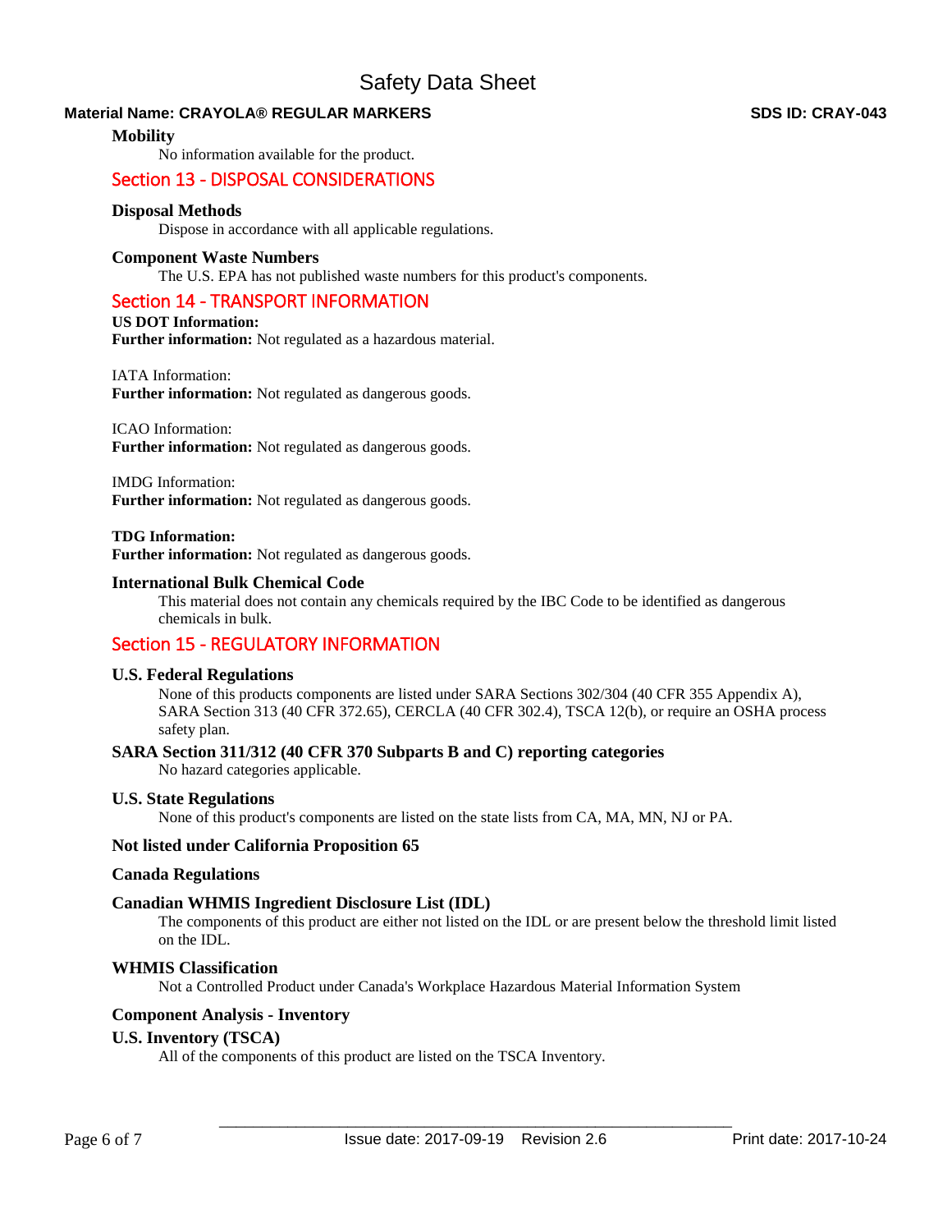**Mobility**

No information available for the product.

## Section 13 - DISPOSAL CONSIDERATIONS

**Disposal Methods**

Dispose in accordance with all applicable regulations.

**Component Waste Numbers**

The U.S. EPA has not published waste numbers for this product's components.

## Section 14 - TRANSPORT INFORMATION

**US DOT Information:**
**Further information:** Not regulated as a hazardous material.

IATA Information:
**Further information:** Not regulated as dangerous goods.

ICAO Information:
**Further information:** Not regulated as dangerous goods.

IMDG Information:
**Further information:** Not regulated as dangerous goods.

**TDG Information:**
**Further information:** Not regulated as dangerous goods.

**International Bulk Chemical Code**

This material does not contain any chemicals required by the IBC Code to be identified as dangerous chemicals in bulk.

## Section 15 - REGULATORY INFORMATION

**U.S. Federal Regulations**

None of this products components are listed under SARA Sections 302/304 (40 CFR 355 Appendix A), SARA Section 313 (40 CFR 372.65), CERCLA (40 CFR 302.4), TSCA 12(b), or require an OSHA process safety plan.

**SARA Section 311/312 (40 CFR 370 Subparts B and C) reporting categories**

No hazard categories applicable.

**U.S. State Regulations**

None of this product's components are listed on the state lists from CA, MA, MN, NJ or PA.

**Not listed under California Proposition 65**

**Canada Regulations**

**Canadian WHMIS Ingredient Disclosure List (IDL)**

The components of this product are either not listed on the IDL or are present below the threshold limit listed on the IDL.

**WHMIS Classification**

Not a Controlled Product under Canada's Workplace Hazardous Material Information System

**Component Analysis - Inventory**

**U.S. Inventory (TSCA)**

All of the components of this product are listed on the TSCA Inventory.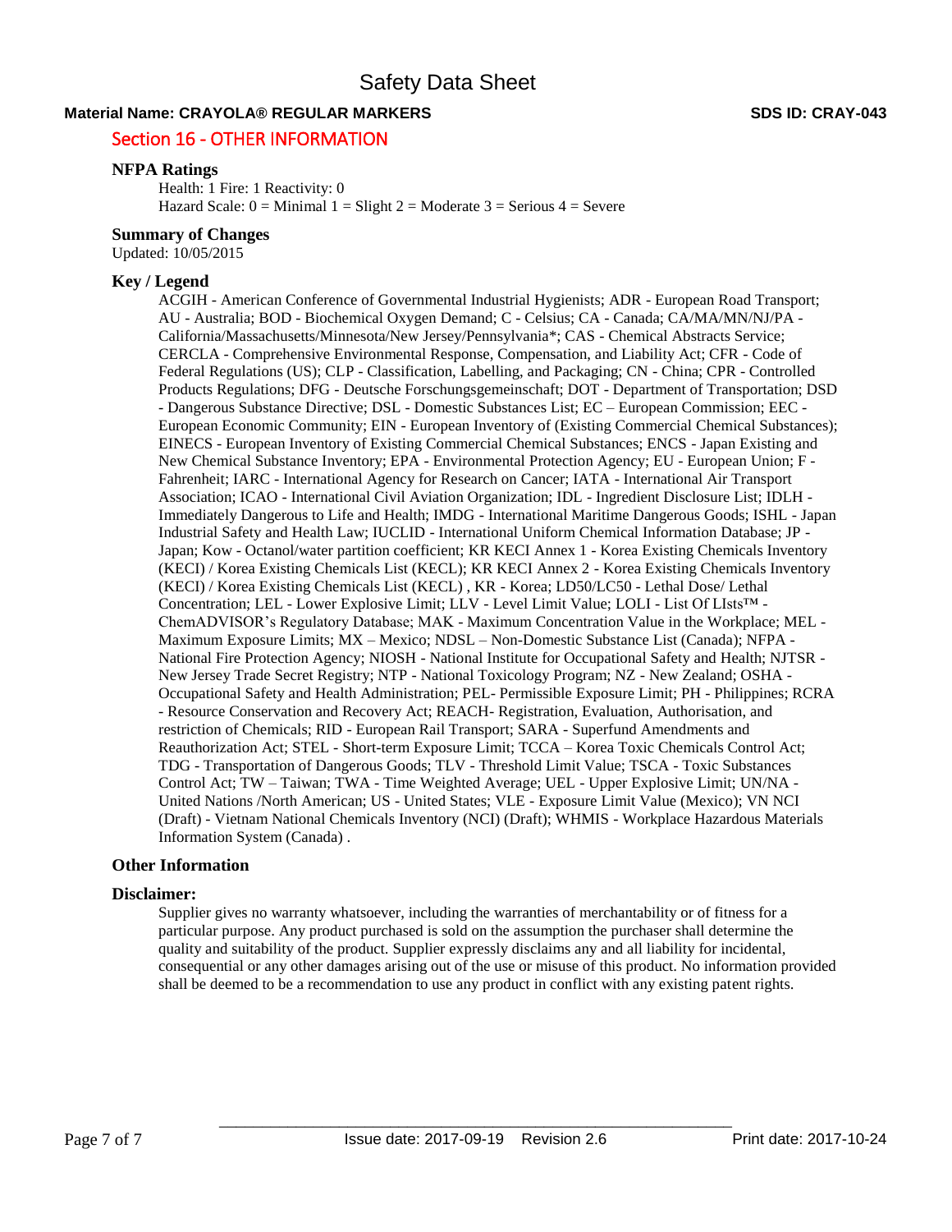## Section 16 - OTHER INFORMATION

### NFPA Ratings

Health: 1 Fire: 1 Reactivity: 0
Hazard Scale: 0 = Minimal 1 = Slight 2 = Moderate 3 = Serious 4 = Severe

### Summary of Changes

Updated: 10/05/2015

### Key / Legend

ACGIH - American Conference of Governmental Industrial Hygienists; ADR - European Road Transport; AU - Australia; BOD - Biochemical Oxygen Demand; C - Celsius; CA - Canada; CA/MA/MN/NJ/PA - California/Massachusetts/Minnesota/New Jersey/Pennsylvania*; CAS - Chemical Abstracts Service; CERCLA - Comprehensive Environmental Response, Compensation, and Liability Act; CFR - Code of Federal Regulations (US); CLP - Classification, Labelling, and Packaging; CN - China; CPR - Controlled Products Regulations; DFG - Deutsche Forschungsgemeinschaft; DOT - Department of Transportation; DSD - Dangerous Substance Directive; DSL - Domestic Substances List; EC – European Commission; EEC - European Economic Community; EIN - European Inventory of (Existing Commercial Chemical Substances); EINECS - European Inventory of Existing Commercial Chemical Substances; ENCS - Japan Existing and New Chemical Substance Inventory; EPA - Environmental Protection Agency; EU - European Union; F - Fahrenheit; IARC - International Agency for Research on Cancer; IATA - International Air Transport Association; ICAO - International Civil Aviation Organization; IDL - Ingredient Disclosure List; IDLH - Immediately Dangerous to Life and Health; IMDG - International Maritime Dangerous Goods; ISHL - Japan Industrial Safety and Health Law; IUCLID - International Uniform Chemical Information Database; JP - Japan; Kow - Octanol/water partition coefficient; KR KECI Annex 1 - Korea Existing Chemicals Inventory (KECI) / Korea Existing Chemicals List (KECL); KR KECI Annex 2 - Korea Existing Chemicals Inventory (KECI) / Korea Existing Chemicals List (KECL) , KR - Korea; LD50/LC50 - Lethal Dose/ Lethal Concentration; LEL - Lower Explosive Limit; LLV - Level Limit Value; LOLI - List Of LIsts™ - ChemADVISOR's Regulatory Database; MAK - Maximum Concentration Value in the Workplace; MEL - Maximum Exposure Limits; MX – Mexico; NDSL – Non-Domestic Substance List (Canada); NFPA - National Fire Protection Agency; NIOSH - National Institute for Occupational Safety and Health; NJTSR - New Jersey Trade Secret Registry; NTP - National Toxicology Program; NZ - New Zealand; OSHA - Occupational Safety and Health Administration; PEL- Permissible Exposure Limit; PH - Philippines; RCRA - Resource Conservation and Recovery Act; REACH- Registration, Evaluation, Authorisation, and restriction of Chemicals; RID - European Rail Transport; SARA - Superfund Amendments and Reauthorization Act; STEL - Short-term Exposure Limit; TCCA – Korea Toxic Chemicals Control Act; TDG - Transportation of Dangerous Goods; TLV - Threshold Limit Value; TSCA - Toxic Substances Control Act; TW – Taiwan; TWA - Time Weighted Average; UEL - Upper Explosive Limit; UN/NA - United Nations /North American; US - United States; VLE - Exposure Limit Value (Mexico); VN NCI (Draft) - Vietnam National Chemicals Inventory (NCI) (Draft); WHMIS - Workplace Hazardous Materials Information System (Canada) .

### Other Information

### Disclaimer:

Supplier gives no warranty whatsoever, including the warranties of merchantability or of fitness for a particular purpose. Any product purchased is sold on the assumption the purchaser shall determine the quality and suitability of the product. Supplier expressly disclaims any and all liability for incidental, consequential or any other damages arising out of the use or misuse of this product. No information provided shall be deemed to be a recommendation to use any product in conflict with any existing patent rights.